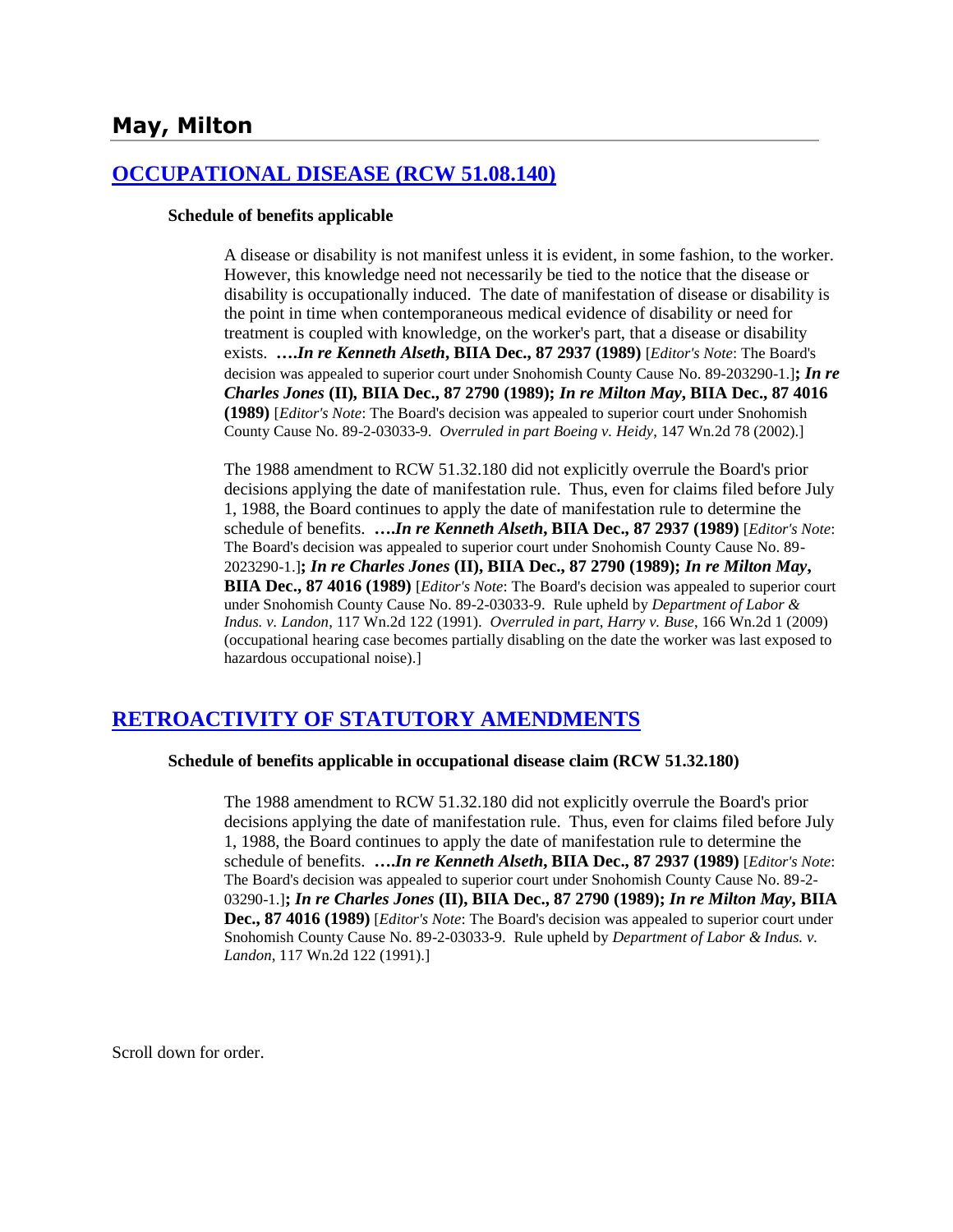# May, Milton

## [OCCUPATIONAL DISEASE (RCW 51.08.140)](#)

**Schedule of benefits applicable**

A disease or disability is not manifest unless it is evident, in some fashion, to the worker. However, this knowledge need not necessarily be tied to the notice that the disease or disability is occupationally induced. The date of manifestation of disease or disability is the point in time when contemporaneous medical evidence of disability or need for treatment is coupled with knowledge, on the worker's part, that a disease or disability exists. ***….In re Kenneth Alseth*, BIIA Dec., 87 2937 (1989)** [*Editor's Note*: The Board's decision was appealed to superior court under Snohomish County Cause No. 89-203290-1.]**; *In re Charles Jones* (II), BIIA Dec., 87 2790 (1989); *In re Milton May*, BIIA Dec., 87 4016 (1989)** [*Editor's Note*: The Board's decision was appealed to superior court under Snohomish County Cause No. 89-2-03033-9. *Overruled in part Boeing v. Heidy*, 147 Wn.2d 78 (2002).]

The 1988 amendment to RCW 51.32.180 did not explicitly overrule the Board's prior decisions applying the date of manifestation rule. Thus, even for claims filed before July 1, 1988, the Board continues to apply the date of manifestation rule to determine the schedule of benefits. ***….In re Kenneth Alseth*, BIIA Dec., 87 2937 (1989)** [*Editor's Note*: The Board's decision was appealed to superior court under Snohomish County Cause No. 89-2023290-1.]**; *In re Charles Jones* (II), BIIA Dec., 87 2790 (1989); *In re Milton May*, BIIA Dec., 87 4016 (1989)** [*Editor's Note*: The Board's decision was appealed to superior court under Snohomish County Cause No. 89-2-03033-9. Rule upheld by *Department of Labor & Indus. v. Landon*, 117 Wn.2d 122 (1991). *Overruled in part, Harry v. Buse*, 166 Wn.2d 1 (2009) (occupational hearing case becomes partially disabling on the date the worker was last exposed to hazardous occupational noise).]

## [RETROACTIVITY OF STATUTORY AMENDMENTS](#)

**Schedule of benefits applicable in occupational disease claim (RCW 51.32.180)**

The 1988 amendment to RCW 51.32.180 did not explicitly overrule the Board's prior decisions applying the date of manifestation rule. Thus, even for claims filed before July 1, 1988, the Board continues to apply the date of manifestation rule to determine the schedule of benefits. ***….In re Kenneth Alseth*, BIIA Dec., 87 2937 (1989)** [*Editor's Note*: The Board's decision was appealed to superior court under Snohomish County Cause No. 89-2-03290-1.]**; *In re Charles Jones* (II), BIIA Dec., 87 2790 (1989); *In re Milton May*, BIIA Dec., 87 4016 (1989)** [*Editor's Note*: The Board's decision was appealed to superior court under Snohomish County Cause No. 89-2-03033-9. Rule upheld by *Department of Labor & Indus. v. Landon*, 117 Wn.2d 122 (1991).]

Scroll down for order.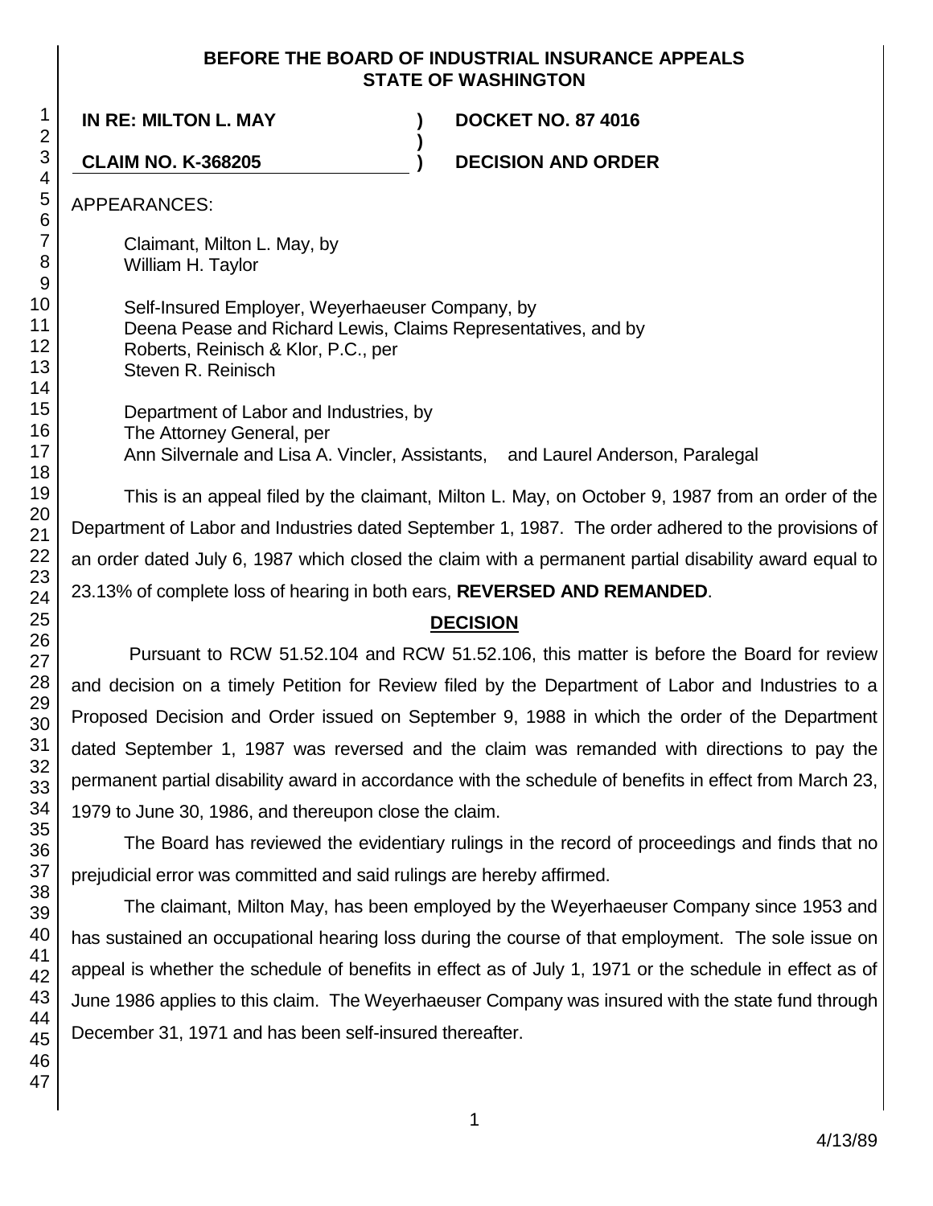**BEFORE THE BOARD OF INDUSTRIAL INSURANCE APPEALS**
**STATE OF WASHINGTON**

| | | |
|---|---|---|
| **IN RE: MILTON L. MAY** | **)** | **DOCKET NO. 87 4016** |
| | **)** | |
| **CLAIM NO. K-368205** | **)** | **DECISION AND ORDER** |

APPEARANCES:

Claimant, Milton L. May, by
William H. Taylor

Self-Insured Employer, Weyerhaeuser Company, by
Deena Pease and Richard Lewis, Claims Representatives, and by
Roberts, Reinisch & Klor, P.C., per
Steven R. Reinisch

Department of Labor and Industries, by
The Attorney General, per
Ann Silvernale and Lisa A. Vincler, Assistants, and Laurel Anderson, Paralegal

This is an appeal filed by the claimant, Milton L. May, on October 9, 1987 from an order of the Department of Labor and Industries dated September 1, 1987. The order adhered to the provisions of an order dated July 6, 1987 which closed the claim with a permanent partial disability award equal to 23.13% of complete loss of hearing in both ears, **REVERSED AND REMANDED**.

**DECISION**

Pursuant to RCW 51.52.104 and RCW 51.52.106, this matter is before the Board for review and decision on a timely Petition for Review filed by the Department of Labor and Industries to a Proposed Decision and Order issued on September 9, 1988 in which the order of the Department dated September 1, 1987 was reversed and the claim was remanded with directions to pay the permanent partial disability award in accordance with the schedule of benefits in effect from March 23, 1979 to June 30, 1986, and thereupon close the claim.

The Board has reviewed the evidentiary rulings in the record of proceedings and finds that no prejudicial error was committed and said rulings are hereby affirmed.

The claimant, Milton May, has been employed by the Weyerhaeuser Company since 1953 and has sustained an occupational hearing loss during the course of that employment. The sole issue on appeal is whether the schedule of benefits in effect as of July 1, 1971 or the schedule in effect as of June 1986 applies to this claim. The Weyerhaeuser Company was insured with the state fund through December 31, 1971 and has been self-insured thereafter.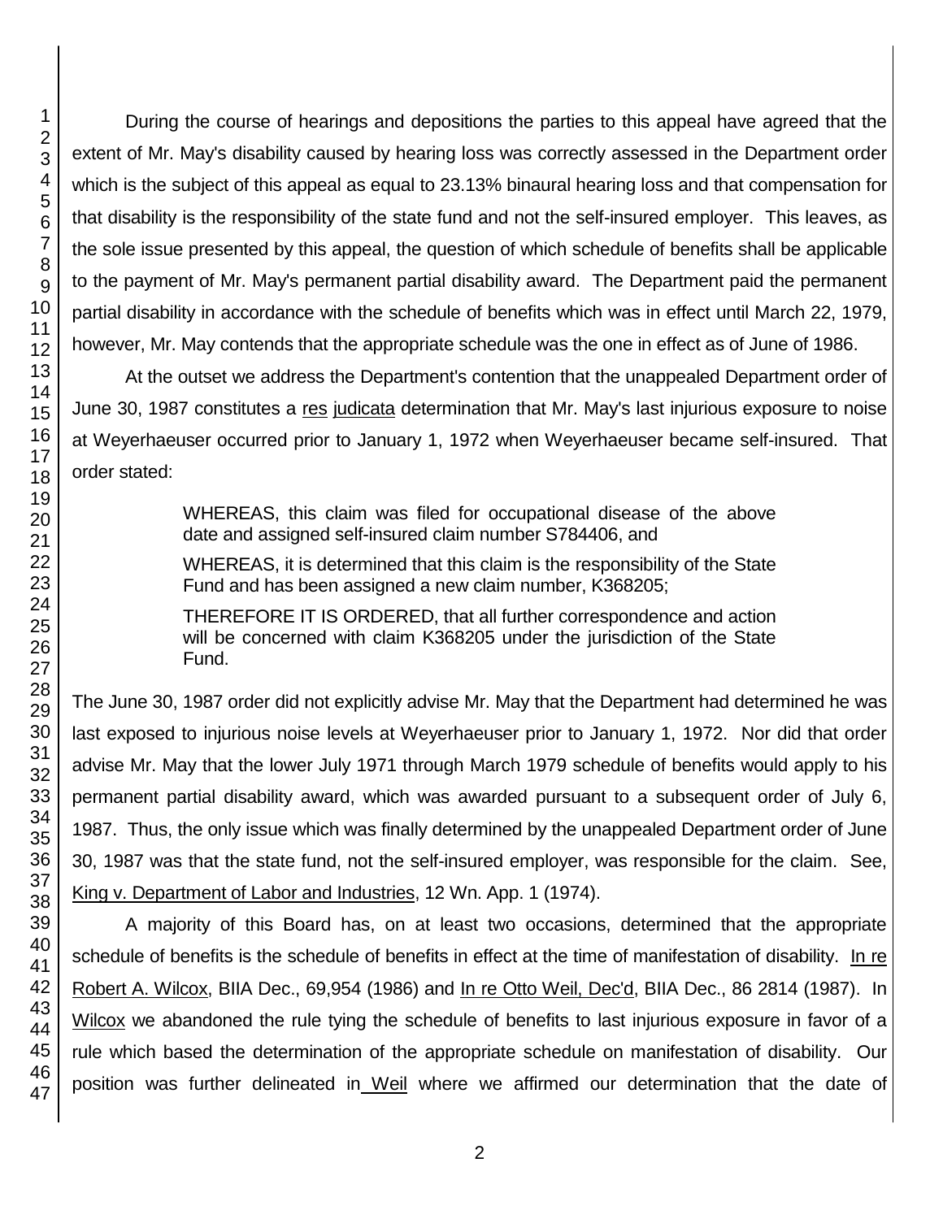During the course of hearings and depositions the parties to this appeal have agreed that the extent of Mr. May's disability caused by hearing loss was correctly assessed in the Department order which is the subject of this appeal as equal to 23.13% binaural hearing loss and that compensation for that disability is the responsibility of the state fund and not the self-insured employer. This leaves, as the sole issue presented by this appeal, the question of which schedule of benefits shall be applicable to the payment of Mr. May's permanent partial disability award. The Department paid the permanent partial disability in accordance with the schedule of benefits which was in effect until March 22, 1979, however, Mr. May contends that the appropriate schedule was the one in effect as of June of 1986.

At the outset we address the Department's contention that the unappealed Department order of June 30, 1987 constitutes a res judicata determination that Mr. May's last injurious exposure to noise at Weyerhaeuser occurred prior to January 1, 1972 when Weyerhaeuser became self-insured. That order stated:

> WHEREAS, this claim was filed for occupational disease of the above date and assigned self-insured claim number S784406, and
>
> WHEREAS, it is determined that this claim is the responsibility of the State Fund and has been assigned a new claim number, K368205;
>
> THEREFORE IT IS ORDERED, that all further correspondence and action will be concerned with claim K368205 under the jurisdiction of the State Fund.

The June 30, 1987 order did not explicitly advise Mr. May that the Department had determined he was last exposed to injurious noise levels at Weyerhaeuser prior to January 1, 1972. Nor did that order advise Mr. May that the lower July 1971 through March 1979 schedule of benefits would apply to his permanent partial disability award, which was awarded pursuant to a subsequent order of July 6, 1987. Thus, the only issue which was finally determined by the unappealed Department order of June 30, 1987 was that the state fund, not the self-insured employer, was responsible for the claim. See, King v. Department of Labor and Industries, 12 Wn. App. 1 (1974).

A majority of this Board has, on at least two occasions, determined that the appropriate schedule of benefits is the schedule of benefits in effect at the time of manifestation of disability. In re Robert A. Wilcox, BIIA Dec., 69,954 (1986) and In re Otto Weil, Dec'd, BIIA Dec., 86 2814 (1987). In Wilcox we abandoned the rule tying the schedule of benefits to last injurious exposure in favor of a rule which based the determination of the appropriate schedule on manifestation of disability. Our position was further delineated in Weil where we affirmed our determination that the date of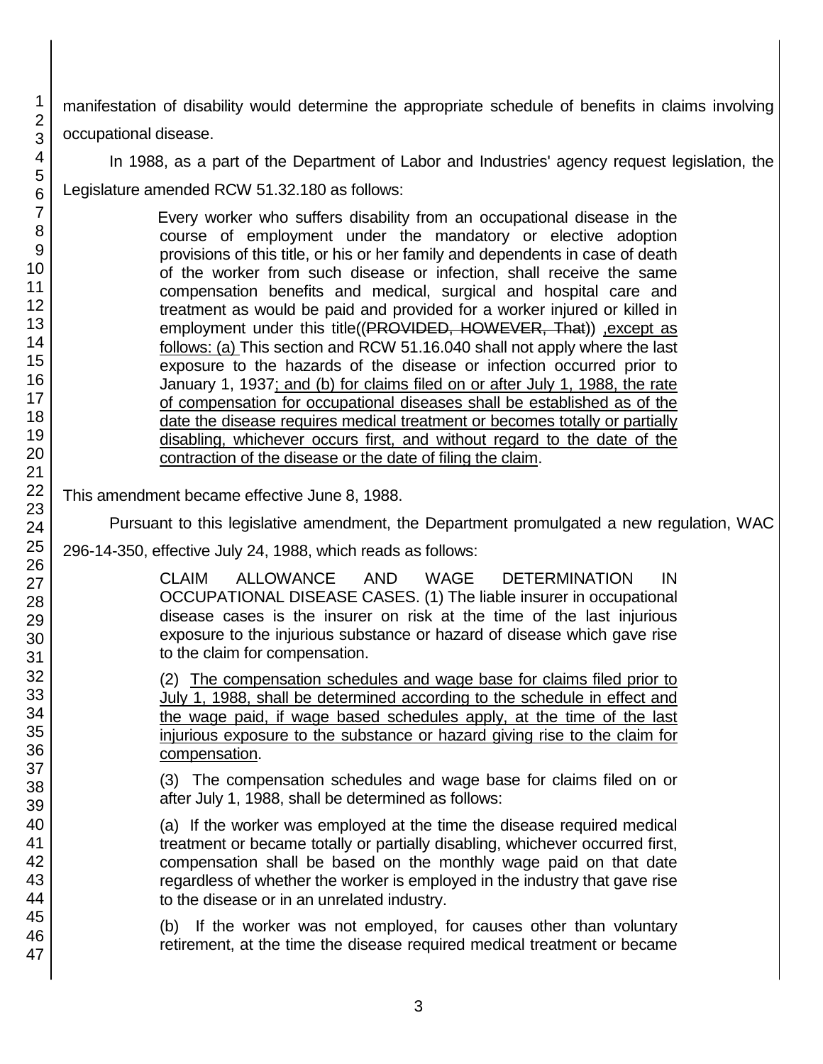manifestation of disability would determine the appropriate schedule of benefits in claims involving occupational disease.

In 1988, as a part of the Department of Labor and Industries' agency request legislation, the Legislature amended RCW 51.32.180 as follows:

> Every worker who suffers disability from an occupational disease in the course of employment under the mandatory or elective adoption provisions of this title, or his or her family and dependents in case of death of the worker from such disease or infection, shall receive the same compensation benefits and medical, surgical and hospital care and treatment as would be paid and provided for a worker injured or killed in employment under this title((~~PROVIDED, HOWEVER, That~~)) <u>,except as follows: (a)</u> This section and RCW 51.16.040 shall not apply where the last exposure to the hazards of the disease or infection occurred prior to January 1, 1937<u>; and (b) for claims filed on or after July 1, 1988, the rate of compensation for occupational diseases shall be established as of the date the disease requires medical treatment or becomes totally or partially disabling, whichever occurs first, and without regard to the date of the contraction of the disease or the date of filing the claim</u>.

This amendment became effective June 8, 1988.

Pursuant to this legislative amendment, the Department promulgated a new regulation, WAC 296-14-350, effective July 24, 1988, which reads as follows:

> CLAIM ALLOWANCE AND WAGE DETERMINATION IN OCCUPATIONAL DISEASE CASES. (1) The liable insurer in occupational disease cases is the insurer on risk at the time of the last injurious exposure to the injurious substance or hazard of disease which gave rise to the claim for compensation.
>
> (2) <u>The compensation schedules and wage base for claims filed prior to July 1, 1988, shall be determined according to the schedule in effect and the wage paid, if wage based schedules apply, at the time of the last injurious exposure to the substance or hazard giving rise to the claim for compensation</u>.
>
> (3) The compensation schedules and wage base for claims filed on or after July 1, 1988, shall be determined as follows:
>
> (a) If the worker was employed at the time the disease required medical treatment or became totally or partially disabling, whichever occurred first, compensation shall be based on the monthly wage paid on that date regardless of whether the worker is employed in the industry that gave rise to the disease or in an unrelated industry.
>
> (b) If the worker was not employed, for causes other than voluntary retirement, at the time the disease required medical treatment or became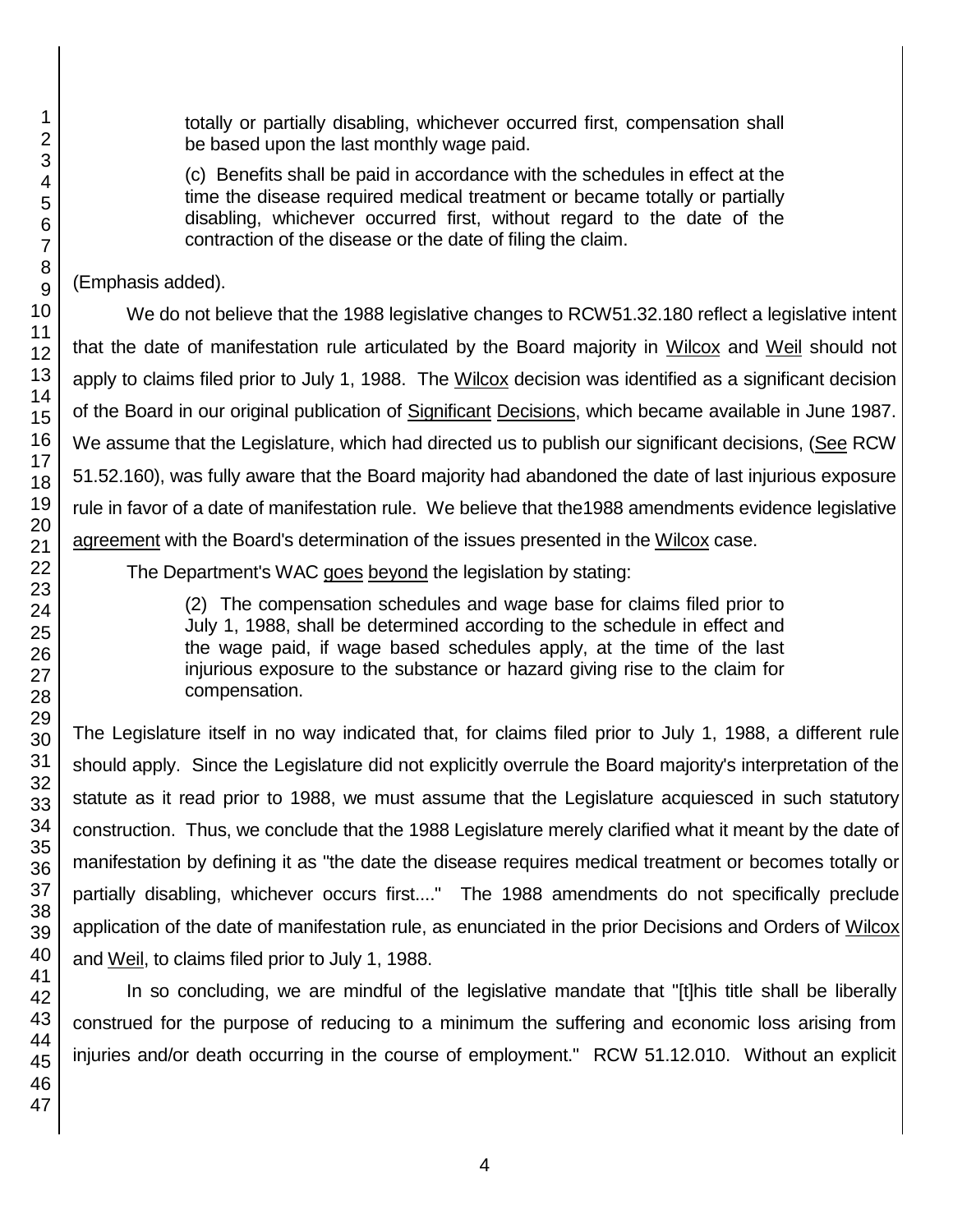totally or partially disabling, whichever occurred first, compensation shall be based upon the last monthly wage paid.

(c) Benefits shall be paid in accordance with the schedules in effect at the time the disease required medical treatment or became totally or partially disabling, whichever occurred first, without regard to the date of the contraction of the disease or the date of filing the claim.

(Emphasis added).

We do not believe that the 1988 legislative changes to RCW51.32.180 reflect a legislative intent that the date of manifestation rule articulated by the Board majority in Wilcox and Weil should not apply to claims filed prior to July 1, 1988. The Wilcox decision was identified as a significant decision of the Board in our original publication of Significant Decisions, which became available in June 1987. We assume that the Legislature, which had directed us to publish our significant decisions, (See RCW 51.52.160), was fully aware that the Board majority had abandoned the date of last injurious exposure rule in favor of a date of manifestation rule. We believe that the1988 amendments evidence legislative agreement with the Board's determination of the issues presented in the Wilcox case.

The Department's WAC goes beyond the legislation by stating:

(2) The compensation schedules and wage base for claims filed prior to July 1, 1988, shall be determined according to the schedule in effect and the wage paid, if wage based schedules apply, at the time of the last injurious exposure to the substance or hazard giving rise to the claim for compensation.

The Legislature itself in no way indicated that, for claims filed prior to July 1, 1988, a different rule should apply. Since the Legislature did not explicitly overrule the Board majority's interpretation of the statute as it read prior to 1988, we must assume that the Legislature acquiesced in such statutory construction. Thus, we conclude that the 1988 Legislature merely clarified what it meant by the date of manifestation by defining it as "the date the disease requires medical treatment or becomes totally or partially disabling, whichever occurs first...." The 1988 amendments do not specifically preclude application of the date of manifestation rule, as enunciated in the prior Decisions and Orders of Wilcox and Weil, to claims filed prior to July 1, 1988.

In so concluding, we are mindful of the legislative mandate that "[t]his title shall be liberally construed for the purpose of reducing to a minimum the suffering and economic loss arising from injuries and/or death occurring in the course of employment." RCW 51.12.010. Without an explicit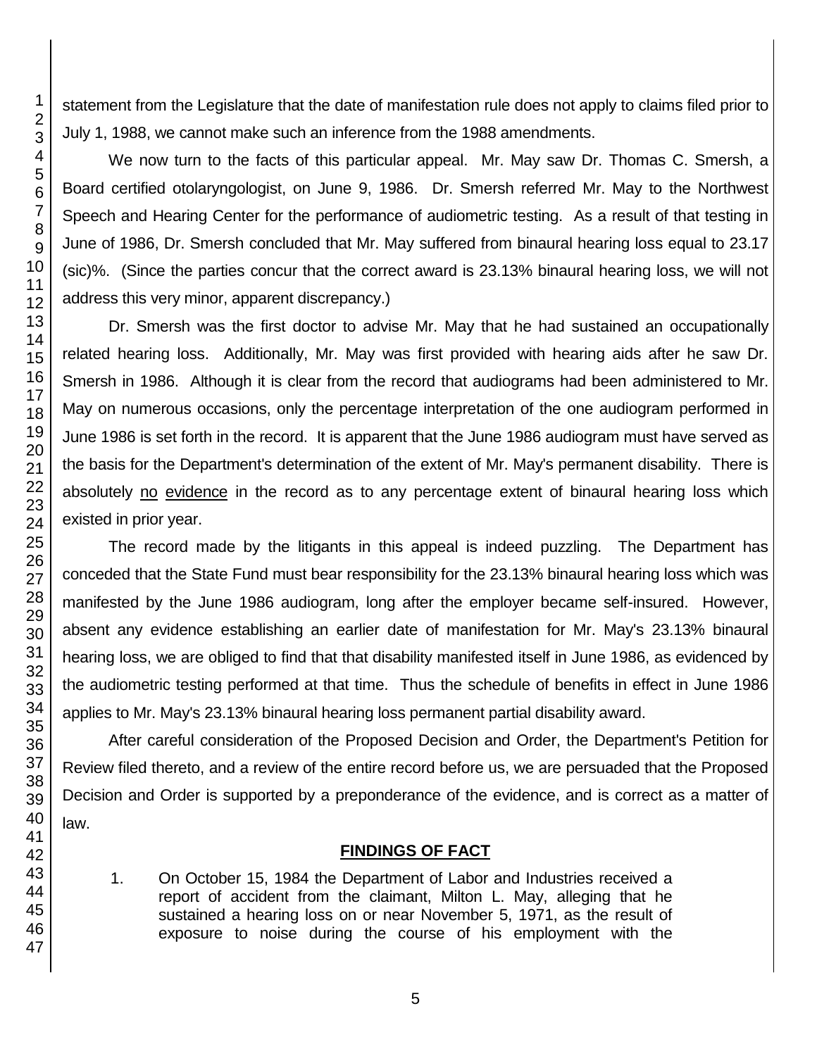statement from the Legislature that the date of manifestation rule does not apply to claims filed prior to July 1, 1988, we cannot make such an inference from the 1988 amendments.

We now turn to the facts of this particular appeal. Mr. May saw Dr. Thomas C. Smersh, a Board certified otolaryngologist, on June 9, 1986. Dr. Smersh referred Mr. May to the Northwest Speech and Hearing Center for the performance of audiometric testing. As a result of that testing in June of 1986, Dr. Smersh concluded that Mr. May suffered from binaural hearing loss equal to 23.17 (sic)%. (Since the parties concur that the correct award is 23.13% binaural hearing loss, we will not address this very minor, apparent discrepancy.)

Dr. Smersh was the first doctor to advise Mr. May that he had sustained an occupationally related hearing loss. Additionally, Mr. May was first provided with hearing aids after he saw Dr. Smersh in 1986. Although it is clear from the record that audiograms had been administered to Mr. May on numerous occasions, only the percentage interpretation of the one audiogram performed in June 1986 is set forth in the record. It is apparent that the June 1986 audiogram must have served as the basis for the Department's determination of the extent of Mr. May's permanent disability. There is absolutely no evidence in the record as to any percentage extent of binaural hearing loss which existed in prior year.

The record made by the litigants in this appeal is indeed puzzling. The Department has conceded that the State Fund must bear responsibility for the 23.13% binaural hearing loss which was manifested by the June 1986 audiogram, long after the employer became self-insured. However, absent any evidence establishing an earlier date of manifestation for Mr. May's 23.13% binaural hearing loss, we are obliged to find that that disability manifested itself in June 1986, as evidenced by the audiometric testing performed at that time. Thus the schedule of benefits in effect in June 1986 applies to Mr. May's 23.13% binaural hearing loss permanent partial disability award.

After careful consideration of the Proposed Decision and Order, the Department's Petition for Review filed thereto, and a review of the entire record before us, we are persuaded that the Proposed Decision and Order is supported by a preponderance of the evidence, and is correct as a matter of law.

## FINDINGS OF FACT

1. On October 15, 1984 the Department of Labor and Industries received a report of accident from the claimant, Milton L. May, alleging that he sustained a hearing loss on or near November 5, 1971, as the result of exposure to noise during the course of his employment with the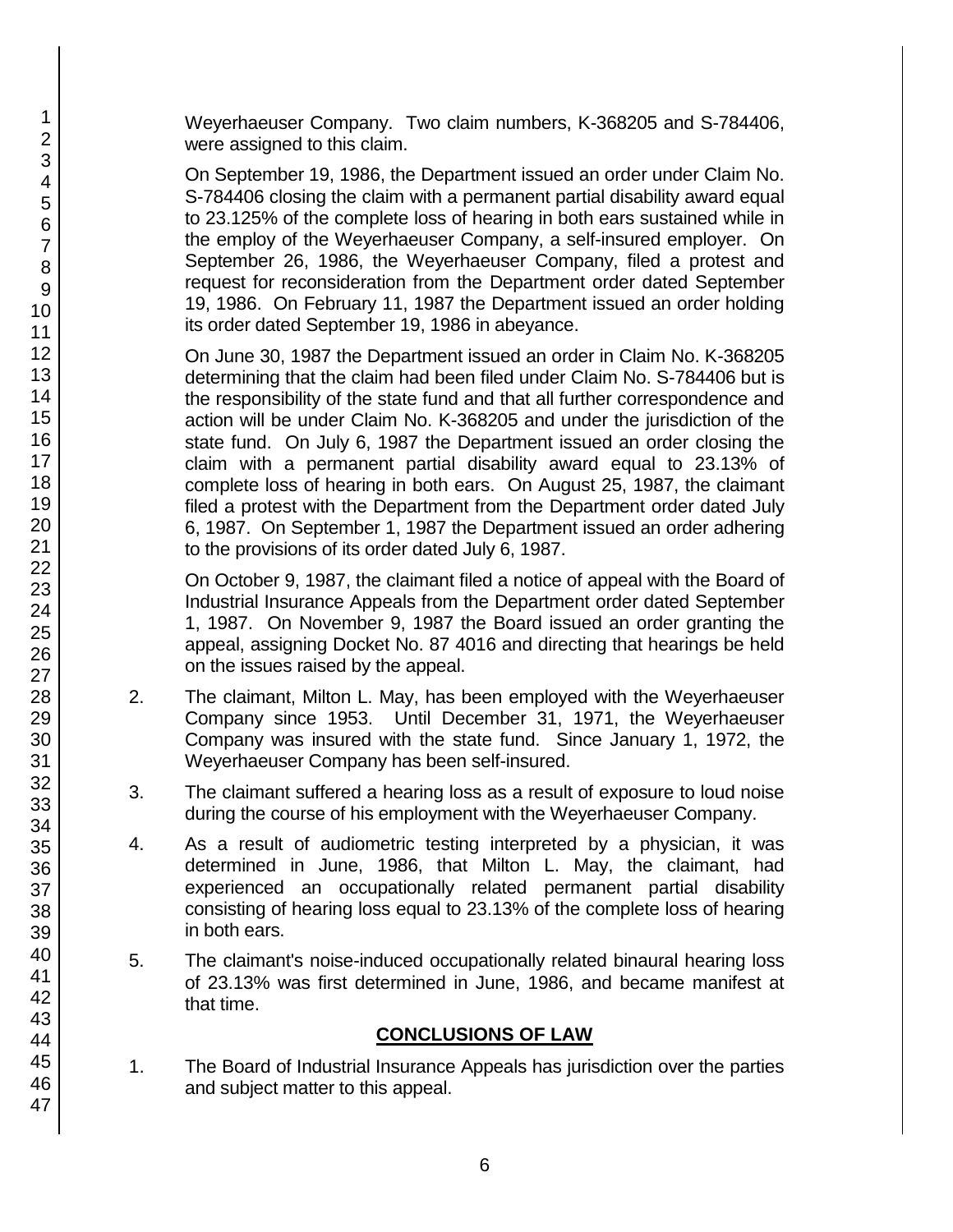Weyerhaeuser Company. Two claim numbers, K-368205 and S-784406, were assigned to this claim.

On September 19, 1986, the Department issued an order under Claim No. S-784406 closing the claim with a permanent partial disability award equal to 23.125% of the complete loss of hearing in both ears sustained while in the employ of the Weyerhaeuser Company, a self-insured employer. On September 26, 1986, the Weyerhaeuser Company, filed a protest and request for reconsideration from the Department order dated September 19, 1986. On February 11, 1987 the Department issued an order holding its order dated September 19, 1986 in abeyance.

On June 30, 1987 the Department issued an order in Claim No. K-368205 determining that the claim had been filed under Claim No. S-784406 but is the responsibility of the state fund and that all further correspondence and action will be under Claim No. K-368205 and under the jurisdiction of the state fund. On July 6, 1987 the Department issued an order closing the claim with a permanent partial disability award equal to 23.13% of complete loss of hearing in both ears. On August 25, 1987, the claimant filed a protest with the Department from the Department order dated July 6, 1987. On September 1, 1987 the Department issued an order adhering to the provisions of its order dated July 6, 1987.

On October 9, 1987, the claimant filed a notice of appeal with the Board of Industrial Insurance Appeals from the Department order dated September 1, 1987. On November 9, 1987 the Board issued an order granting the appeal, assigning Docket No. 87 4016 and directing that hearings be held on the issues raised by the appeal.

2. The claimant, Milton L. May, has been employed with the Weyerhaeuser Company since 1953. Until December 31, 1971, the Weyerhaeuser Company was insured with the state fund. Since January 1, 1972, the Weyerhaeuser Company has been self-insured.

3. The claimant suffered a hearing loss as a result of exposure to loud noise during the course of his employment with the Weyerhaeuser Company.

4. As a result of audiometric testing interpreted by a physician, it was determined in June, 1986, that Milton L. May, the claimant, had experienced an occupationally related permanent partial disability consisting of hearing loss equal to 23.13% of the complete loss of hearing in both ears.

5. The claimant's noise-induced occupationally related binaural hearing loss of 23.13% was first determined in June, 1986, and became manifest at that time.

## CONCLUSIONS OF LAW

1. The Board of Industrial Insurance Appeals has jurisdiction over the parties and subject matter to this appeal.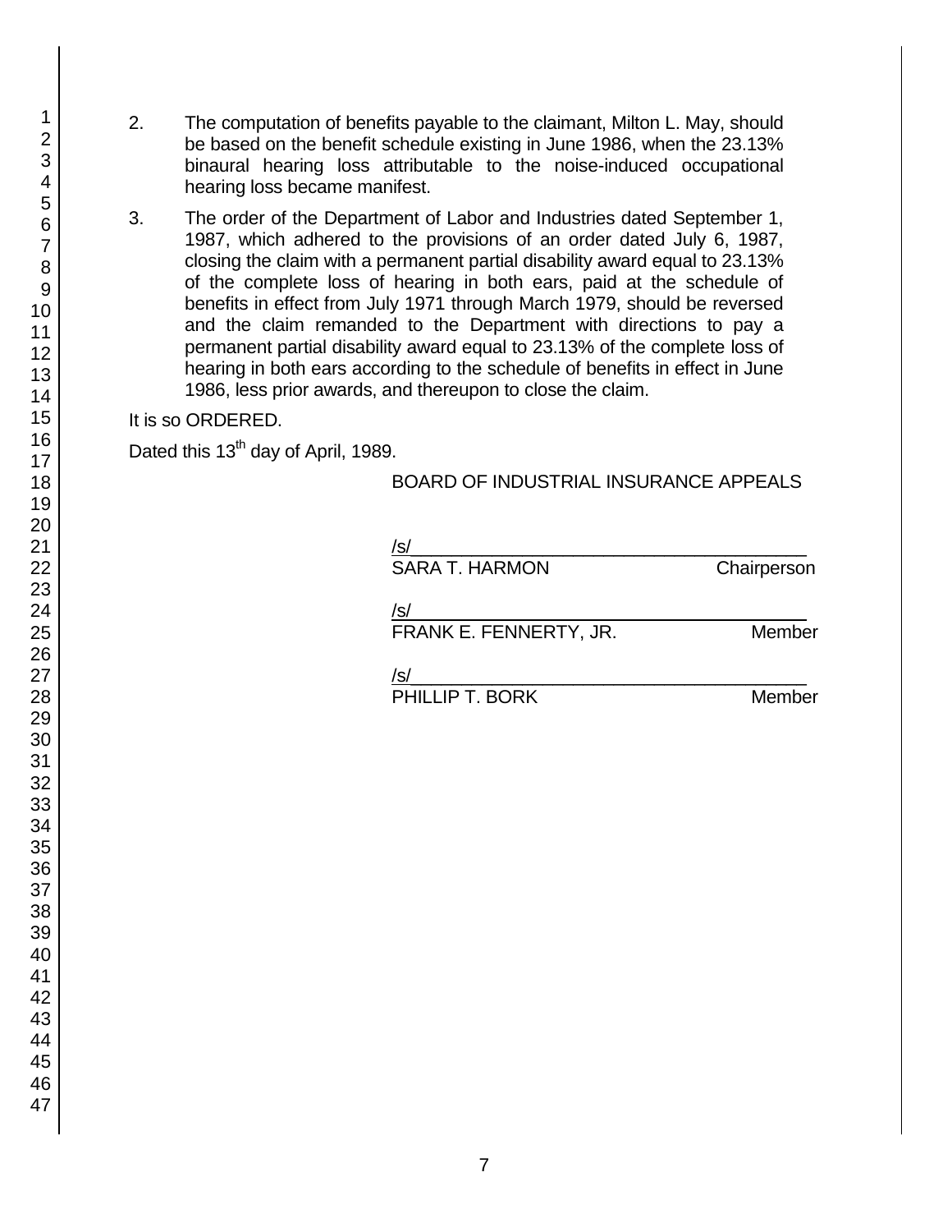2. The computation of benefits payable to the claimant, Milton L. May, should be based on the benefit schedule existing in June 1986, when the 23.13% binaural hearing loss attributable to the noise-induced occupational hearing loss became manifest.

3. The order of the Department of Labor and Industries dated September 1, 1987, which adhered to the provisions of an order dated July 6, 1987, closing the claim with a permanent partial disability award equal to 23.13% of the complete loss of hearing in both ears, paid at the schedule of benefits in effect from July 1971 through March 1979, should be reversed and the claim remanded to the Department with directions to pay a permanent partial disability award equal to 23.13% of the complete loss of hearing in both ears according to the schedule of benefits in effect in June 1986, less prior awards, and thereupon to close the claim.

It is so ORDERED.

Dated this 13th day of April, 1989.

BOARD OF INDUSTRIAL INSURANCE APPEALS

/s/
SARA T. HARMON Chairperson

/s/
FRANK E. FENNERTY, JR. Member

/s/
PHILLIP T. BORK Member